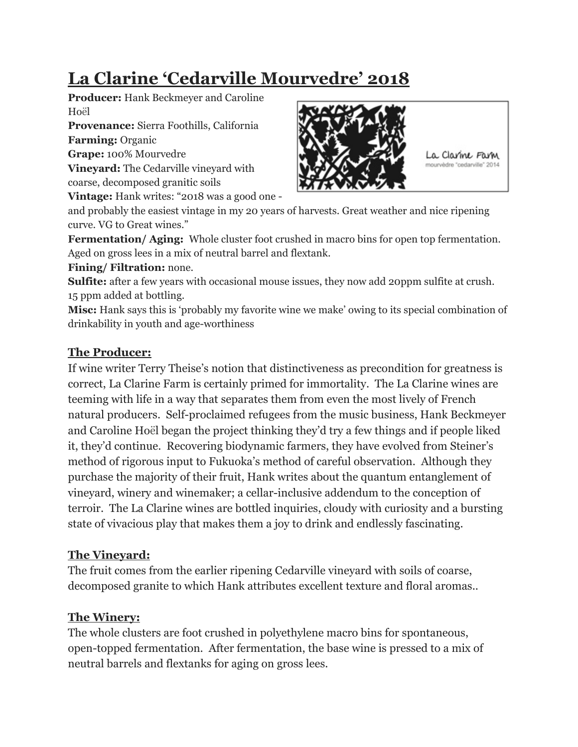# La Clarine 'Cedarville Mourvedre' 2018

**Producer:** Hank Beckmeyer and Caroline Hoël
**Provenance:** Sierra Foothills, California
**Farming:** Organic
**Grape:** 100% Mourvedre
**Vineyard:** The Cedarville vineyard with coarse, decomposed granitic soils
**Vintage:** Hank writes: "2018 was a good one - and probably the easiest vintage in my 20 years of harvests. Great weather and nice ripening curve. VG to Great wines."
**Fermentation/ Aging:** Whole cluster foot crushed in macro bins for open top fermentation. Aged on gross lees in a mix of neutral barrel and flextank.
**Fining/ Filtration:** none.
**Sulfite:** after a few years with occasional mouse issues, they now add 20ppm sulfite at crush. 15 ppm added at bottling.
**Misc:** Hank says this is 'probably my favorite wine we make' owing to its special combination of drinkability in youth and age-worthiness

## The Producer:

If wine writer Terry Theise's notion that distinctiveness as precondition for greatness is correct, La Clarine Farm is certainly primed for immortality. The La Clarine wines are teeming with life in a way that separates them from even the most lively of French natural producers. Self-proclaimed refugees from the music business, Hank Beckmeyer and Caroline Hoël began the project thinking they'd try a few things and if people liked it, they'd continue. Recovering biodynamic farmers, they have evolved from Steiner's method of rigorous input to Fukuoka's method of careful observation. Although they purchase the majority of their fruit, Hank writes about the quantum entanglement of vineyard, winery and winemaker; a cellar-inclusive addendum to the conception of terroir. The La Clarine wines are bottled inquiries, cloudy with curiosity and a bursting state of vivacious play that makes them a joy to drink and endlessly fascinating.

## The Vineyard:

The fruit comes from the earlier ripening Cedarville vineyard with soils of coarse, decomposed granite to which Hank attributes excellent texture and floral aromas..

## The Winery:

The whole clusters are foot crushed in polyethylene macro bins for spontaneous, open-topped fermentation. After fermentation, the base wine is pressed to a mix of neutral barrels and flextanks for aging on gross lees.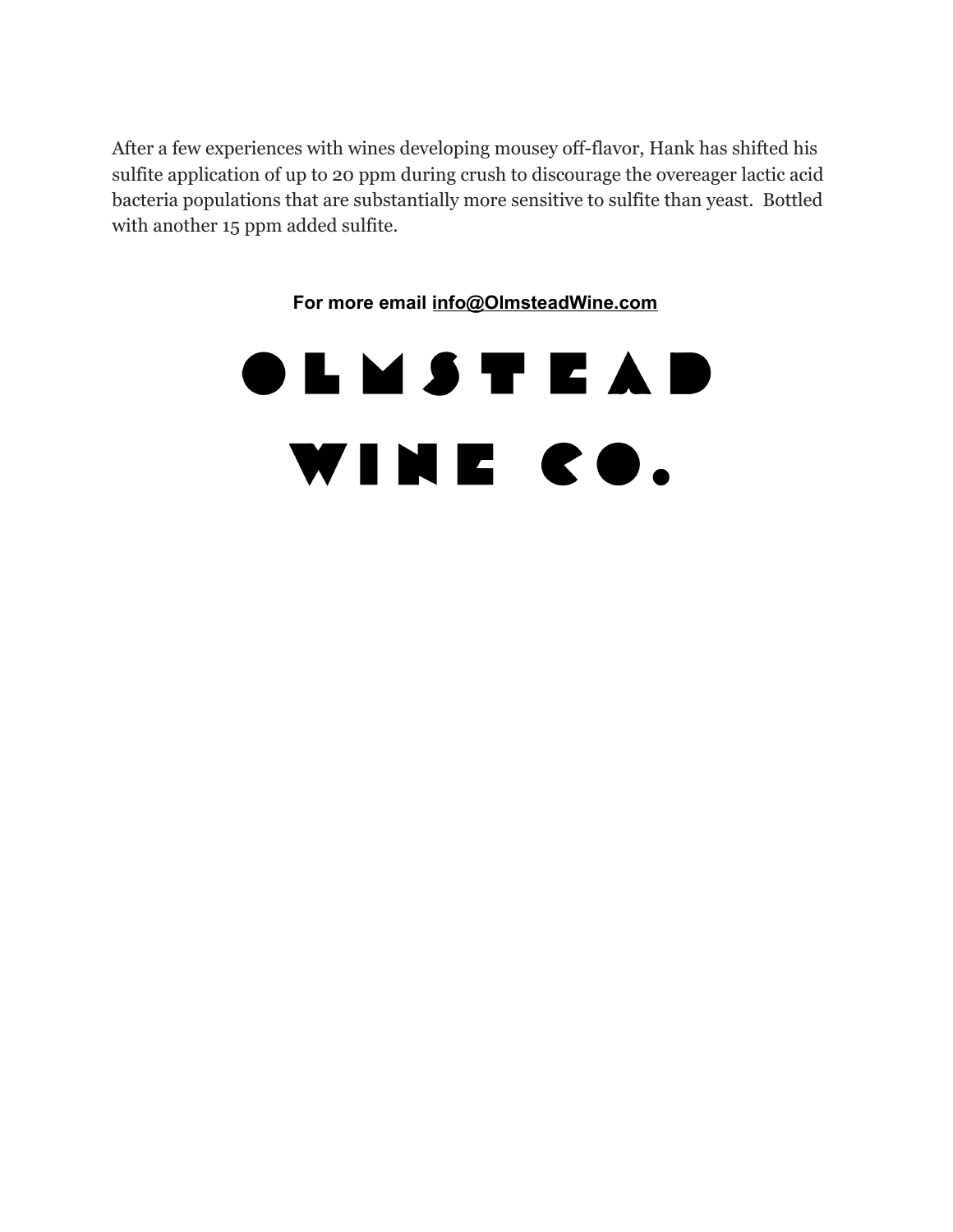After a few experiences with wines developing mousey off-flavor, Hank has shifted his sulfite application of up to 20 ppm during crush to discourage the overeager lactic acid bacteria populations that are substantially more sensitive to sulfite than yeast. Bottled with another 15 ppm added sulfite.

**For more email info@OlmsteadWine.com**

OLMSTEAD

WINE CO.